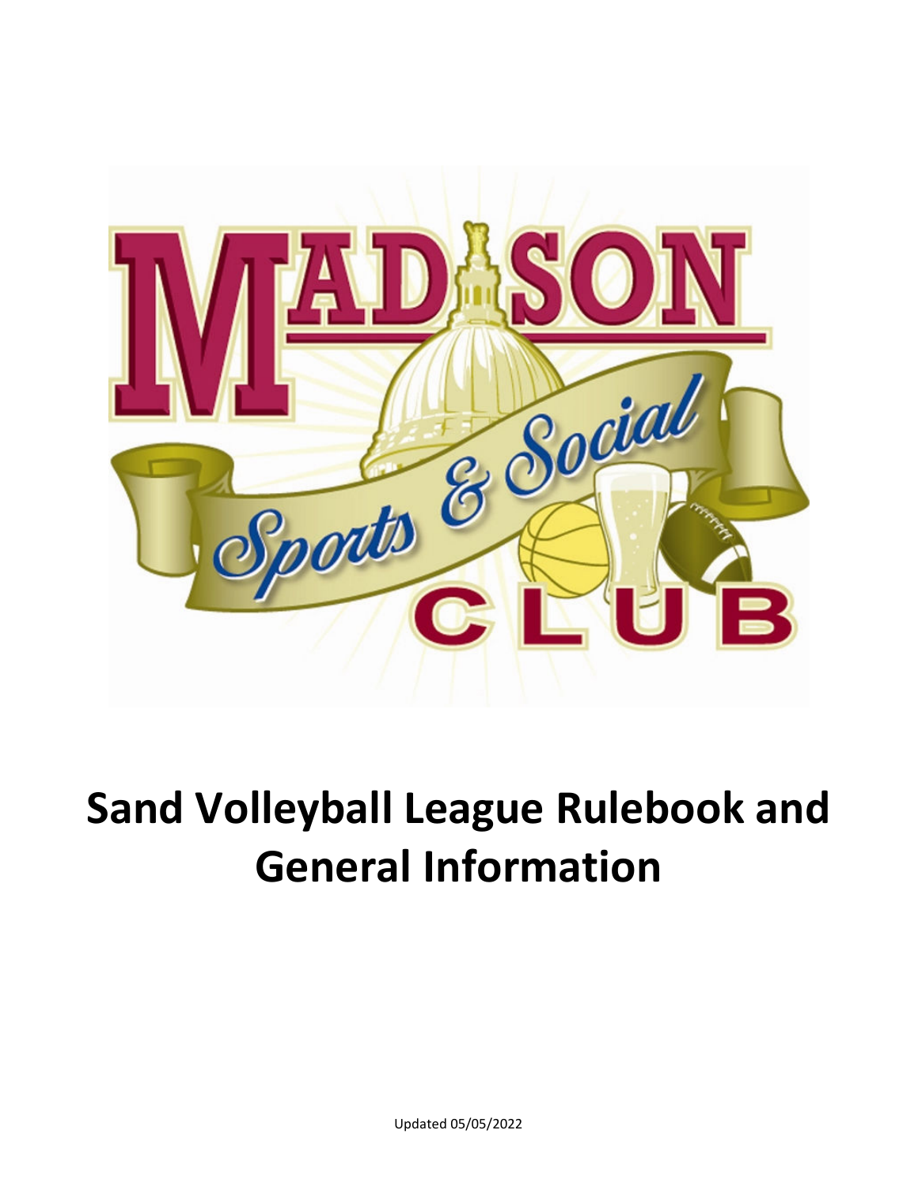# Sand Volleyball League Rulebook and General Information

Updated 05/05/2022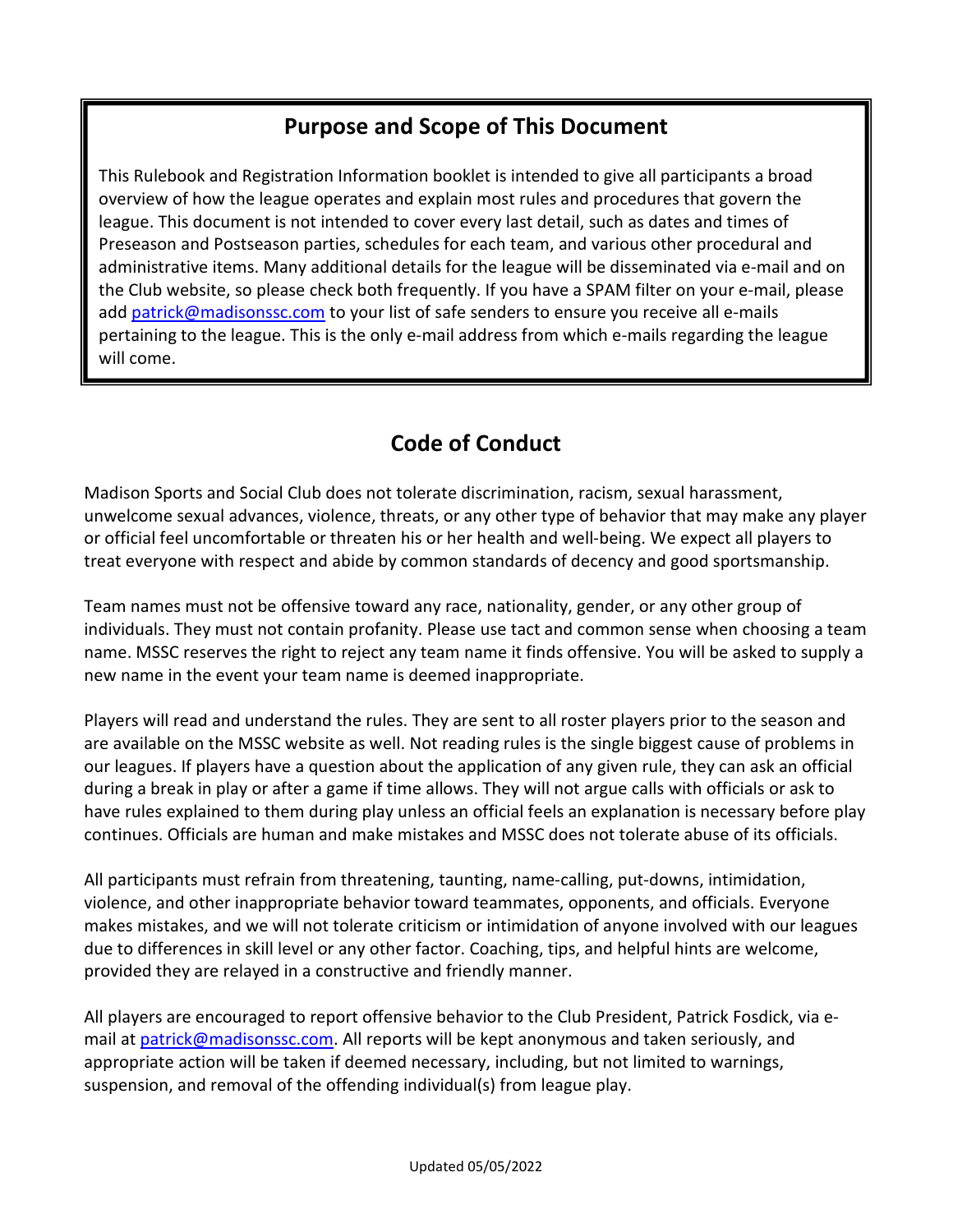## Purpose and Scope of This Document

This Rulebook and Registration Information booklet is intended to give all participants a broad overview of how the league operates and explain most rules and procedures that govern the league. This document is not intended to cover every last detail, such as dates and times of Preseason and Postseason parties, schedules for each team, and various other procedural and administrative items. Many additional details for the league will be disseminated via e-mail and on the Club website, so please check both frequently. If you have a SPAM filter on your e-mail, please add patrick@madisonssc.com to your list of safe senders to ensure you receive all e-mails pertaining to the league. This is the only e-mail address from which e-mails regarding the league will come.

## Code of Conduct

Madison Sports and Social Club does not tolerate discrimination, racism, sexual harassment, unwelcome sexual advances, violence, threats, or any other type of behavior that may make any player or official feel uncomfortable or threaten his or her health and well-being. We expect all players to treat everyone with respect and abide by common standards of decency and good sportsmanship.

Team names must not be offensive toward any race, nationality, gender, or any other group of individuals. They must not contain profanity. Please use tact and common sense when choosing a team name. MSSC reserves the right to reject any team name it finds offensive. You will be asked to supply a new name in the event your team name is deemed inappropriate.

Players will read and understand the rules. They are sent to all roster players prior to the season and are available on the MSSC website as well. Not reading rules is the single biggest cause of problems in our leagues. If players have a question about the application of any given rule, they can ask an official during a break in play or after a game if time allows. They will not argue calls with officials or ask to have rules explained to them during play unless an official feels an explanation is necessary before play continues. Officials are human and make mistakes and MSSC does not tolerate abuse of its officials.

All participants must refrain from threatening, taunting, name-calling, put-downs, intimidation, violence, and other inappropriate behavior toward teammates, opponents, and officials. Everyone makes mistakes, and we will not tolerate criticism or intimidation of anyone involved with our leagues due to differences in skill level or any other factor. Coaching, tips, and helpful hints are welcome, provided they are relayed in a constructive and friendly manner.

All players are encouraged to report offensive behavior to the Club President, Patrick Fosdick, via e-mail at patrick@madisonssc.com. All reports will be kept anonymous and taken seriously, and appropriate action will be taken if deemed necessary, including, but not limited to warnings, suspension, and removal of the offending individual(s) from league play.

Updated 05/05/2022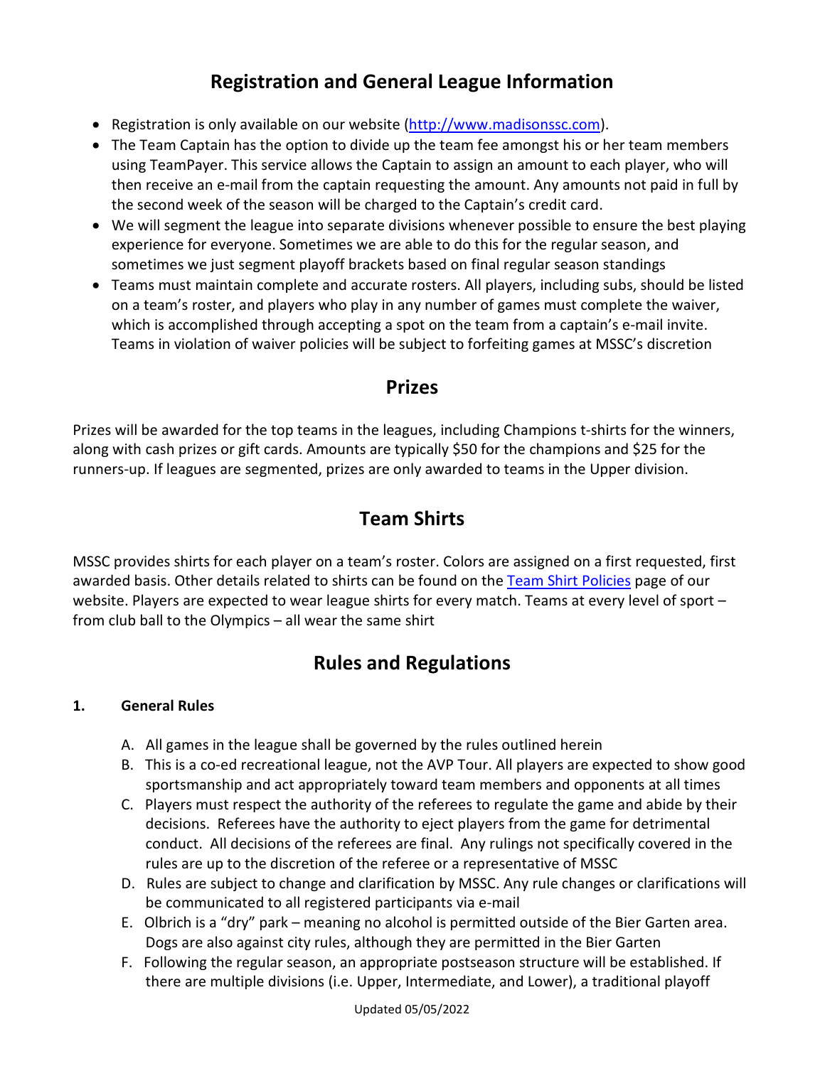## Registration and General League Information

- Registration is only available on our website (http://www.madisonssc.com).
- The Team Captain has the option to divide up the team fee amongst his or her team members using TeamPayer. This service allows the Captain to assign an amount to each player, who will then receive an e-mail from the captain requesting the amount. Any amounts not paid in full by the second week of the season will be charged to the Captain's credit card.
- We will segment the league into separate divisions whenever possible to ensure the best playing experience for everyone. Sometimes we are able to do this for the regular season, and sometimes we just segment playoff brackets based on final regular season standings
- Teams must maintain complete and accurate rosters. All players, including subs, should be listed on a team's roster, and players who play in any number of games must complete the waiver, which is accomplished through accepting a spot on the team from a captain's e-mail invite. Teams in violation of waiver policies will be subject to forfeiting games at MSSC's discretion

## Prizes

Prizes will be awarded for the top teams in the leagues, including Champions t-shirts for the winners, along with cash prizes or gift cards. Amounts are typically $50 for the champions and $25 for the runners-up. If leagues are segmented, prizes are only awarded to teams in the Upper division.

## Team Shirts

MSSC provides shirts for each player on a team's roster. Colors are assigned on a first requested, first awarded basis. Other details related to shirts can be found on the Team Shirt Policies page of our website. Players are expected to wear league shirts for every match. Teams at every level of sport – from club ball to the Olympics – all wear the same shirt

## Rules and Regulations

### 1. General Rules

A. All games in the league shall be governed by the rules outlined herein
B. This is a co-ed recreational league, not the AVP Tour. All players are expected to show good sportsmanship and act appropriately toward team members and opponents at all times
C. Players must respect the authority of the referees to regulate the game and abide by their decisions. Referees have the authority to eject players from the game for detrimental conduct. All decisions of the referees are final. Any rulings not specifically covered in the rules are up to the discretion of the referee or a representative of MSSC
D. Rules are subject to change and clarification by MSSC. Any rule changes or clarifications will be communicated to all registered participants via e-mail
E. Olbrich is a "dry" park – meaning no alcohol is permitted outside of the Bier Garten area. Dogs are also against city rules, although they are permitted in the Bier Garten
F. Following the regular season, an appropriate postseason structure will be established. If there are multiple divisions (i.e. Upper, Intermediate, and Lower), a traditional playoff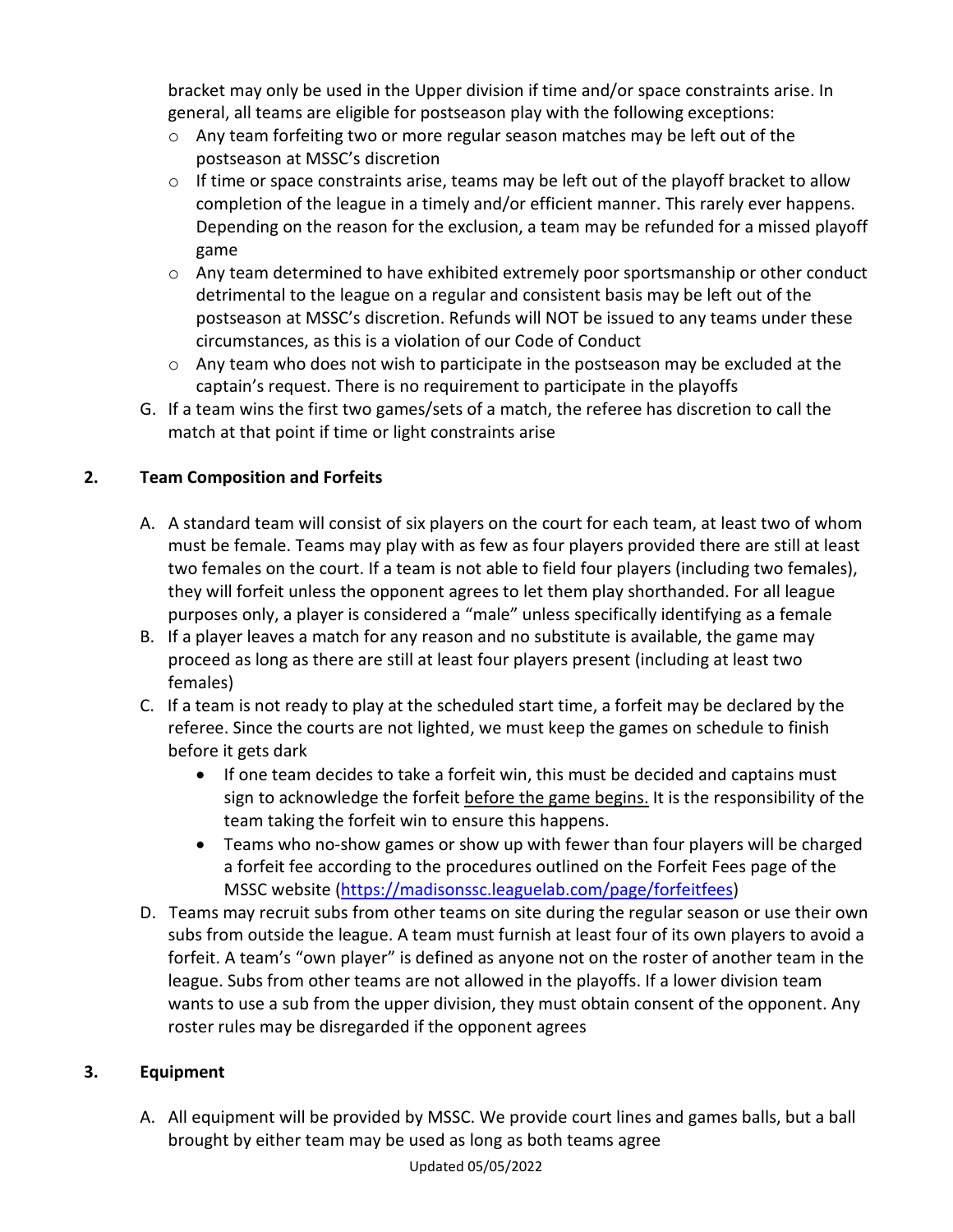bracket may only be used in the Upper division if time and/or space constraints arise. In general, all teams are eligible for postseason play with the following exceptions:

- Any team forfeiting two or more regular season matches may be left out of the postseason at MSSC's discretion
- If time or space constraints arise, teams may be left out of the playoff bracket to allow completion of the league in a timely and/or efficient manner. This rarely ever happens. Depending on the reason for the exclusion, a team may be refunded for a missed playoff game
- Any team determined to have exhibited extremely poor sportsmanship or other conduct detrimental to the league on a regular and consistent basis may be left out of the postseason at MSSC's discretion. Refunds will NOT be issued to any teams under these circumstances, as this is a violation of our Code of Conduct
- Any team who does not wish to participate in the postseason may be excluded at the captain's request. There is no requirement to participate in the playoffs

G. If a team wins the first two games/sets of a match, the referee has discretion to call the match at that point if time or light constraints arise

## 2. Team Composition and Forfeits

A. A standard team will consist of six players on the court for each team, at least two of whom must be female. Teams may play with as few as four players provided there are still at least two females on the court. If a team is not able to field four players (including two females), they will forfeit unless the opponent agrees to let them play shorthanded. For all league purposes only, a player is considered a "male" unless specifically identifying as a female

B. If a player leaves a match for any reason and no substitute is available, the game may proceed as long as there are still at least four players present (including at least two females)

C. If a team is not ready to play at the scheduled start time, a forfeit may be declared by the referee. Since the courts are not lighted, we must keep the games on schedule to finish before it gets dark

- If one team decides to take a forfeit win, this must be decided and captains must sign to acknowledge the forfeit <u>before the game begins.</u> It is the responsibility of the team taking the forfeit win to ensure this happens.
- Teams who no-show games or show up with fewer than four players will be charged a forfeit fee according to the procedures outlined on the Forfeit Fees page of the MSSC website (https://madisonssc.leaguelab.com/page/forfeitfees)

D. Teams may recruit subs from other teams on site during the regular season or use their own subs from outside the league. A team must furnish at least four of its own players to avoid a forfeit. A team's "own player" is defined as anyone not on the roster of another team in the league. Subs from other teams are not allowed in the playoffs. If a lower division team wants to use a sub from the upper division, they must obtain consent of the opponent. Any roster rules may be disregarded if the opponent agrees

## 3. Equipment

A. All equipment will be provided by MSSC. We provide court lines and games balls, but a ball brought by either team may be used as long as both teams agree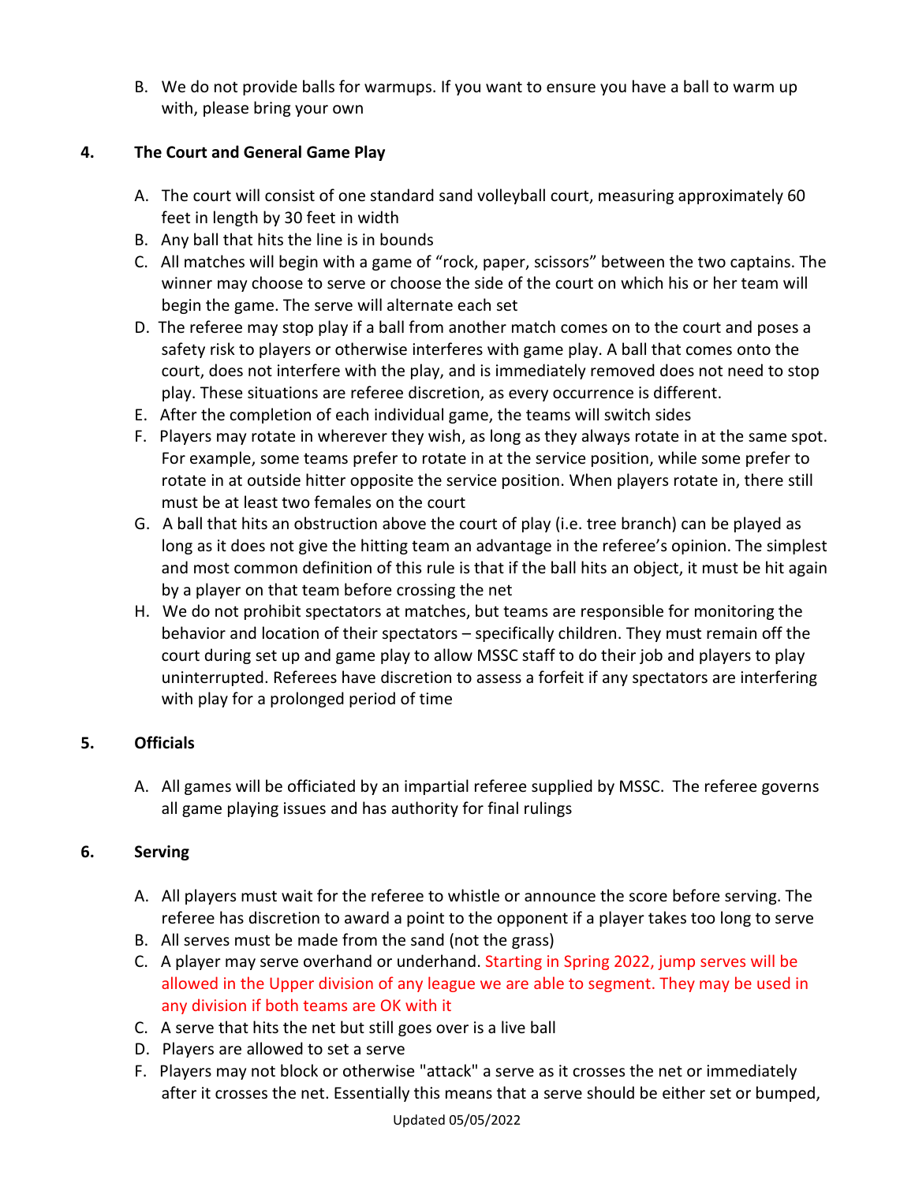B. We do not provide balls for warmups. If you want to ensure you have a ball to warm up with, please bring your own

## 4. The Court and General Game Play

A. The court will consist of one standard sand volleyball court, measuring approximately 60 feet in length by 30 feet in width
B. Any ball that hits the line is in bounds
C. All matches will begin with a game of "rock, paper, scissors" between the two captains. The winner may choose to serve or choose the side of the court on which his or her team will begin the game. The serve will alternate each set
D. The referee may stop play if a ball from another match comes on to the court and poses a safety risk to players or otherwise interferes with game play. A ball that comes onto the court, does not interfere with the play, and is immediately removed does not need to stop play. These situations are referee discretion, as every occurrence is different.
E. After the completion of each individual game, the teams will switch sides
F. Players may rotate in wherever they wish, as long as they always rotate in at the same spot. For example, some teams prefer to rotate in at the service position, while some prefer to rotate in at outside hitter opposite the service position. When players rotate in, there still must be at least two females on the court
G. A ball that hits an obstruction above the court of play (i.e. tree branch) can be played as long as it does not give the hitting team an advantage in the referee's opinion. The simplest and most common definition of this rule is that if the ball hits an object, it must be hit again by a player on that team before crossing the net
H. We do not prohibit spectators at matches, but teams are responsible for monitoring the behavior and location of their spectators – specifically children. They must remain off the court during set up and game play to allow MSSC staff to do their job and players to play uninterrupted. Referees have discretion to assess a forfeit if any spectators are interfering with play for a prolonged period of time

## 5. Officials

A. All games will be officiated by an impartial referee supplied by MSSC. The referee governs all game playing issues and has authority for final rulings

## 6. Serving

A. All players must wait for the referee to whistle or announce the score before serving. The referee has discretion to award a point to the opponent if a player takes too long to serve
B. All serves must be made from the sand (not the grass)
C. A player may serve overhand or underhand. Starting in Spring 2022, jump serves will be allowed in the Upper division of any league we are able to segment. They may be used in any division if both teams are OK with it
C. A serve that hits the net but still goes over is a live ball
D. Players are allowed to set a serve
F. Players may not block or otherwise "attack" a serve as it crosses the net or immediately after it crosses the net. Essentially this means that a serve should be either set or bumped,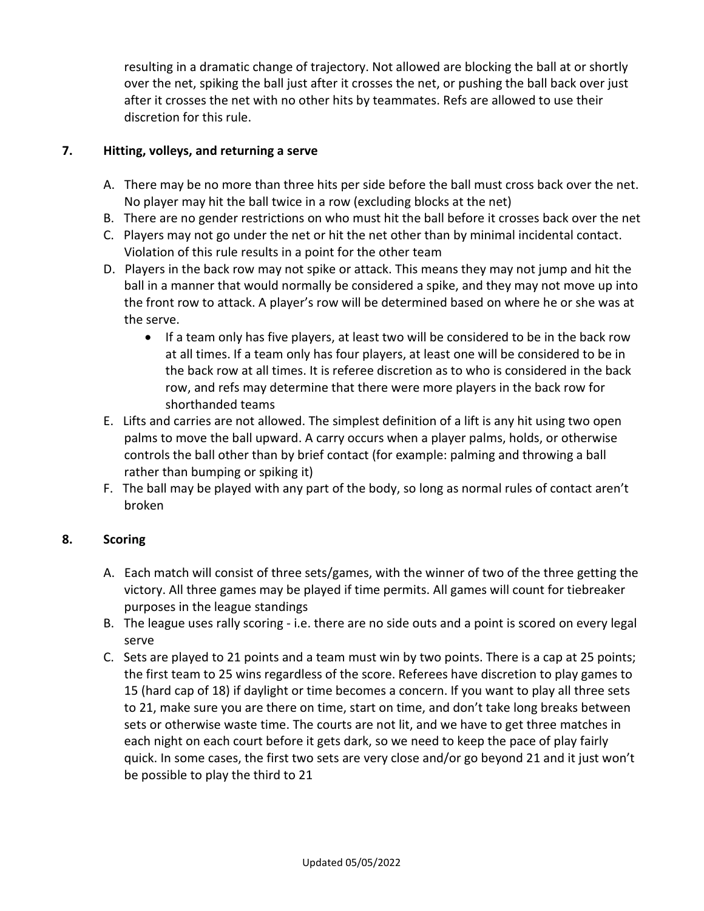resulting in a dramatic change of trajectory. Not allowed are blocking the ball at or shortly over the net, spiking the ball just after it crosses the net, or pushing the ball back over just after it crosses the net with no other hits by teammates. Refs are allowed to use their discretion for this rule.

## 7. Hitting, volleys, and returning a serve

A. There may be no more than three hits per side before the ball must cross back over the net. No player may hit the ball twice in a row (excluding blocks at the net)

B. There are no gender restrictions on who must hit the ball before it crosses back over the net

C. Players may not go under the net or hit the net other than by minimal incidental contact. Violation of this rule results in a point for the other team

D. Players in the back row may not spike or attack. This means they may not jump and hit the ball in a manner that would normally be considered a spike, and they may not move up into the front row to attack. A player's row will be determined based on where he or she was at the serve.

   - If a team only has five players, at least two will be considered to be in the back row at all times. If a team only has four players, at least one will be considered to be in the back row at all times. It is referee discretion as to who is considered in the back row, and refs may determine that there were more players in the back row for shorthanded teams

E. Lifts and carries are not allowed. The simplest definition of a lift is any hit using two open palms to move the ball upward. A carry occurs when a player palms, holds, or otherwise controls the ball other than by brief contact (for example: palming and throwing a ball rather than bumping or spiking it)

F. The ball may be played with any part of the body, so long as normal rules of contact aren't broken

## 8. Scoring

A. Each match will consist of three sets/games, with the winner of two of the three getting the victory. All three games may be played if time permits. All games will count for tiebreaker purposes in the league standings

B. The league uses rally scoring - i.e. there are no side outs and a point is scored on every legal serve

C. Sets are played to 21 points and a team must win by two points. There is a cap at 25 points; the first team to 25 wins regardless of the score. Referees have discretion to play games to 15 (hard cap of 18) if daylight or time becomes a concern. If you want to play all three sets to 21, make sure you are there on time, start on time, and don't take long breaks between sets or otherwise waste time. The courts are not lit, and we have to get three matches in each night on each court before it gets dark, so we need to keep the pace of play fairly quick. In some cases, the first two sets are very close and/or go beyond 21 and it just won't be possible to play the third to 21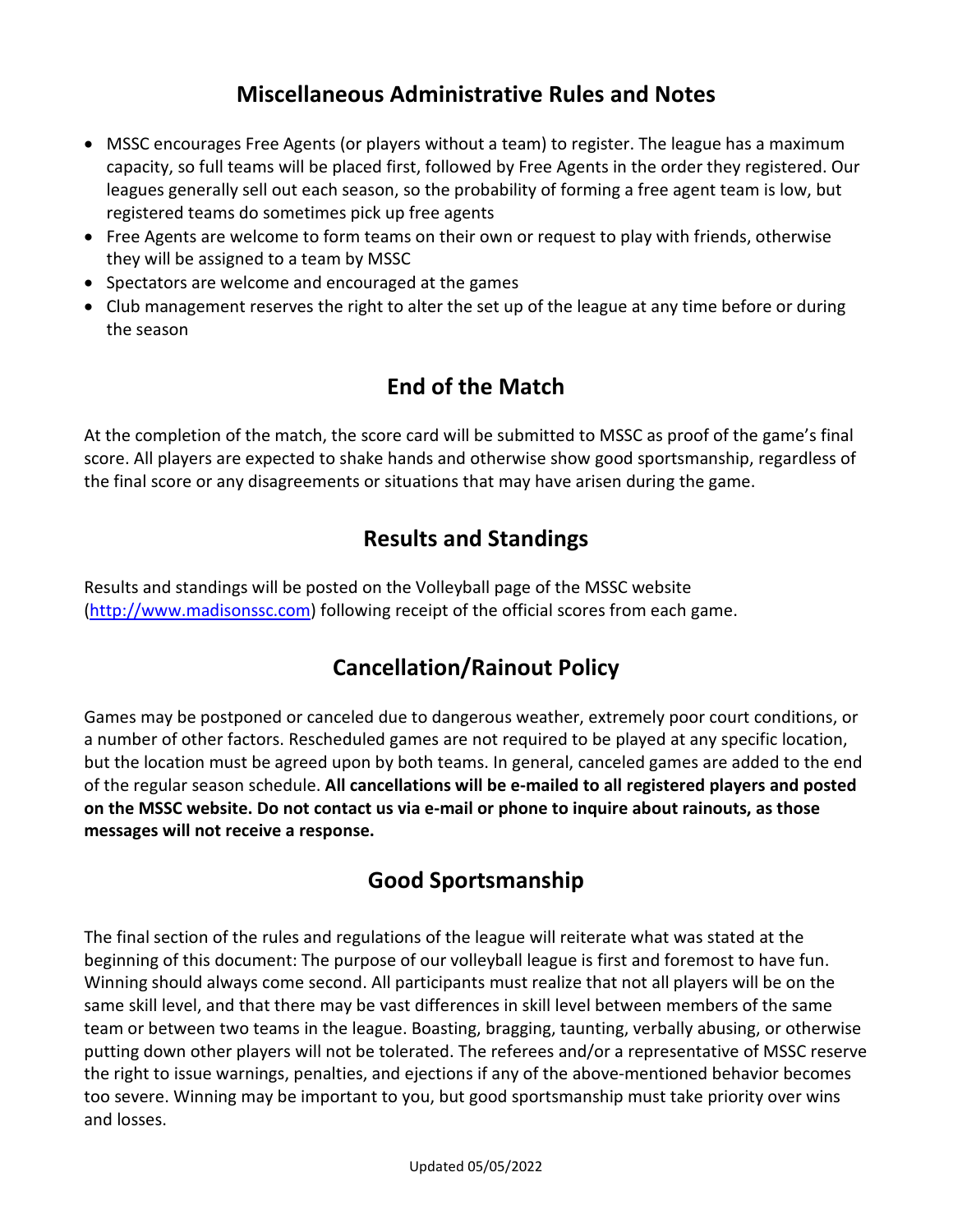## Miscellaneous Administrative Rules and Notes

- MSSC encourages Free Agents (or players without a team) to register. The league has a maximum capacity, so full teams will be placed first, followed by Free Agents in the order they registered. Our leagues generally sell out each season, so the probability of forming a free agent team is low, but registered teams do sometimes pick up free agents
- Free Agents are welcome to form teams on their own or request to play with friends, otherwise they will be assigned to a team by MSSC
- Spectators are welcome and encouraged at the games
- Club management reserves the right to alter the set up of the league at any time before or during the season

## End of the Match

At the completion of the match, the score card will be submitted to MSSC as proof of the game's final score. All players are expected to shake hands and otherwise show good sportsmanship, regardless of the final score or any disagreements or situations that may have arisen during the game.

## Results and Standings

Results and standings will be posted on the Volleyball page of the MSSC website ([http://www.madisonssc.com](http://www.madisonssc.com)) following receipt of the official scores from each game.

## Cancellation/Rainout Policy

Games may be postponed or canceled due to dangerous weather, extremely poor court conditions, or a number of other factors. Rescheduled games are not required to be played at any specific location, but the location must be agreed upon by both teams. In general, canceled games are added to the end of the regular season schedule. **All cancellations will be e-mailed to all registered players and posted on the MSSC website. Do not contact us via e-mail or phone to inquire about rainouts, as those messages will not receive a response.**

## Good Sportsmanship

The final section of the rules and regulations of the league will reiterate what was stated at the beginning of this document: The purpose of our volleyball league is first and foremost to have fun. Winning should always come second. All participants must realize that not all players will be on the same skill level, and that there may be vast differences in skill level between members of the same team or between two teams in the league. Boasting, bragging, taunting, verbally abusing, or otherwise putting down other players will not be tolerated. The referees and/or a representative of MSSC reserve the right to issue warnings, penalties, and ejections if any of the above-mentioned behavior becomes too severe. Winning may be important to you, but good sportsmanship must take priority over wins and losses.

Updated 05/05/2022